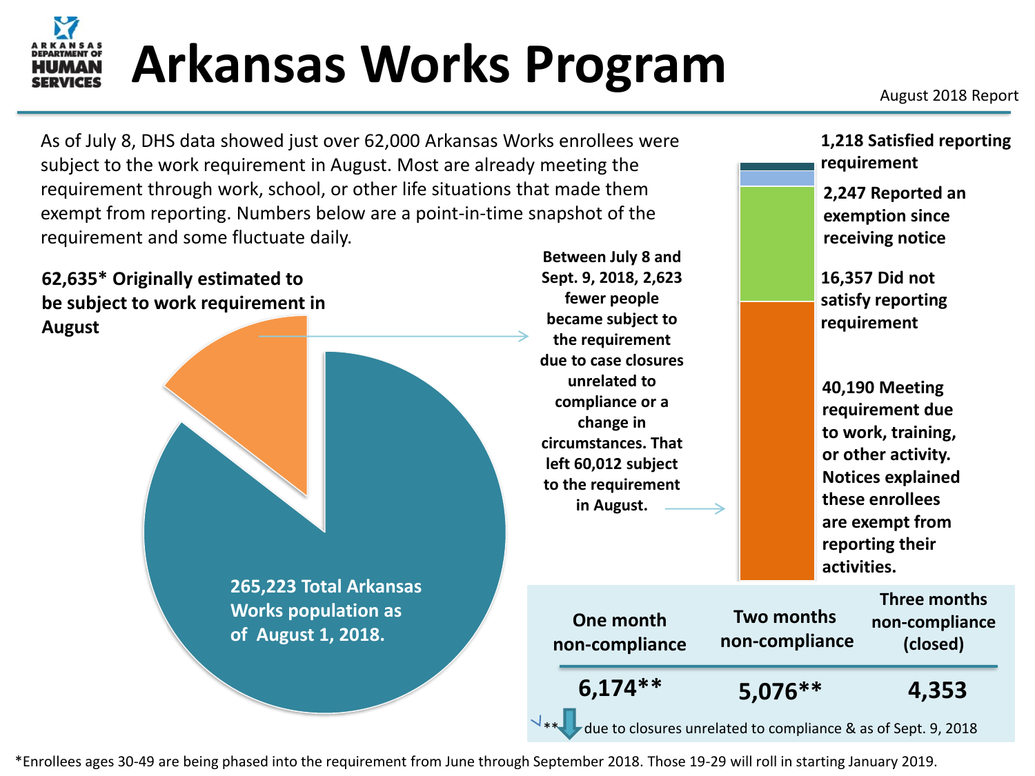# Arkansas Works Program

August 2018 Report

As of July 8, DHS data showed just over 62,000 Arkansas Works enrollees were subject to the work requirement in August. Most are already meeting the requirement through work, school, or other life situations that made them exempt from reporting. Numbers below are a point-in-time snapshot of the requirement and some fluctuate daily.

**62,635* Originally estimated to be subject to work requirement in August**

**265,223 Total Arkansas Works population as of August 1, 2018.**

**Between July 8 and Sept. 9, 2018, 2,623 fewer people became subject to the requirement due to case closures unrelated to compliance or a change in circumstances. That left 60,012 subject to the requirement in August.**

**1,218 Satisfied reporting requirement**

**2,247 Reported an exemption since receiving notice**

**16,357 Did not satisfy reporting requirement**

**40,190 Meeting requirement due to work, training, or other activity. Notices explained these enrollees are exempt from reporting their activities.**

| One month non-compliance | Two months non-compliance | Three months non-compliance (closed) |
| --- | --- | --- |
| 6,174** | 5,076** | 4,353 |

** due to closures unrelated to compliance & as of Sept. 9, 2018

*Enrollees ages 30-49 are being phased into the requirement from June through September 2018. Those 19-29 will roll in starting January 2019.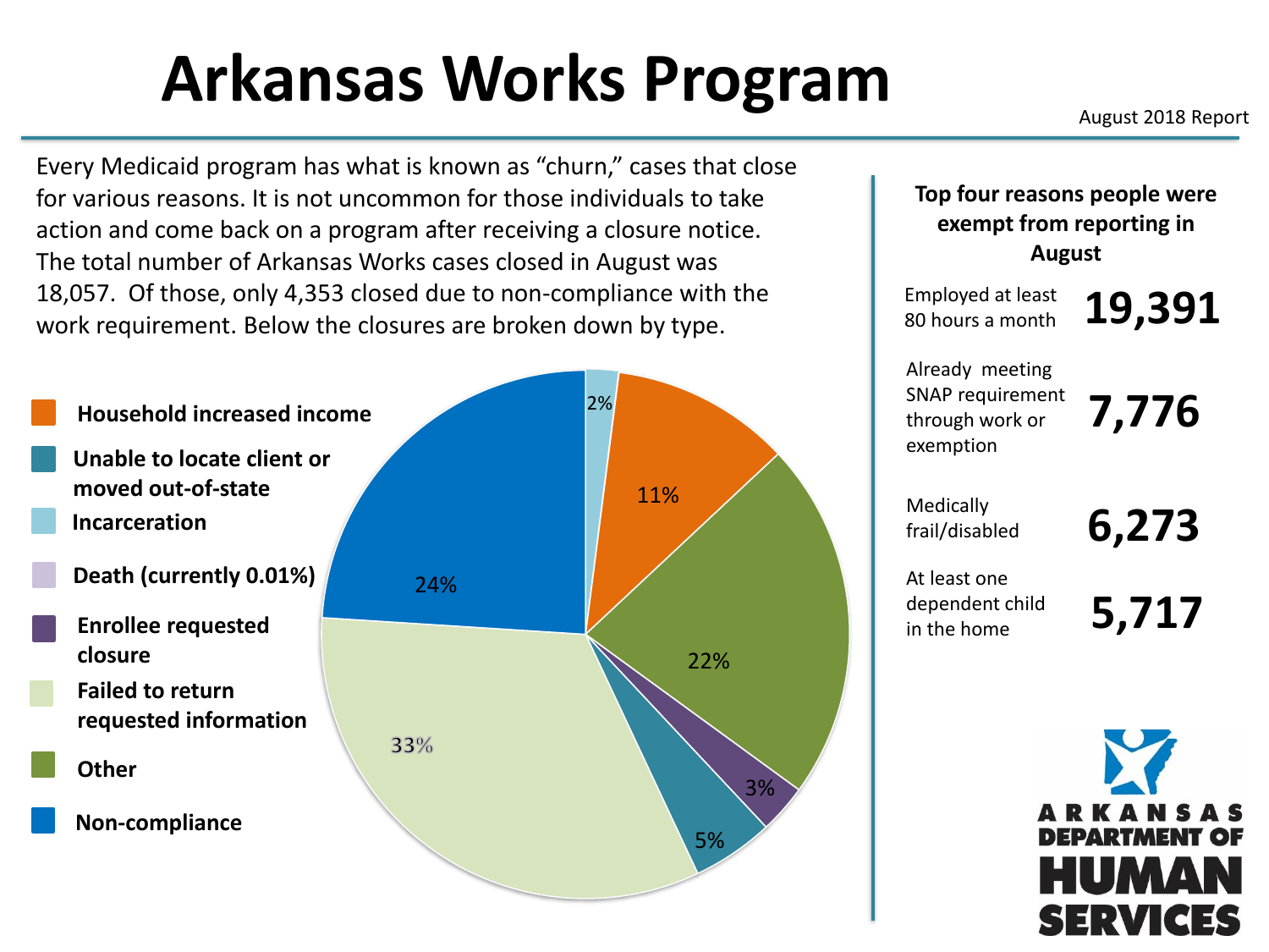# Arkansas Works Program

August 2018 Report

Every Medicaid program has what is known as "churn," cases that close for various reasons. It is not uncommon for those individuals to take action and come back on a program after receiving a closure notice. The total number of Arkansas Works cases closed in August was 18,057. Of those, only 4,353 closed due to non-compliance with the work requirement. Below the closures are broken down by type.

| Closure type | Percentage |
|---|---|
| Household increased income | 11% |
| Unable to locate client or moved out-of-state | 5% |
| Incarceration | 2% |
| Death (currently 0.01%) | |
| Enrollee requested closure | 3% |
| Failed to return requested information | 33% |
| Other | 22% |
| Non-compliance | 24% |

**Top four reasons people were exempt from reporting in August**

| Reason | Number |
|---|---|
| Employed at least 80 hours a month | **19,391** |
| Already meeting SNAP requirement through work or exemption | **7,776** |
| Medically frail/disabled | **6,273** |
| At least one dependent child in the home | **5,717** |

ARKANSAS DEPARTMENT OF HUMAN SERVICES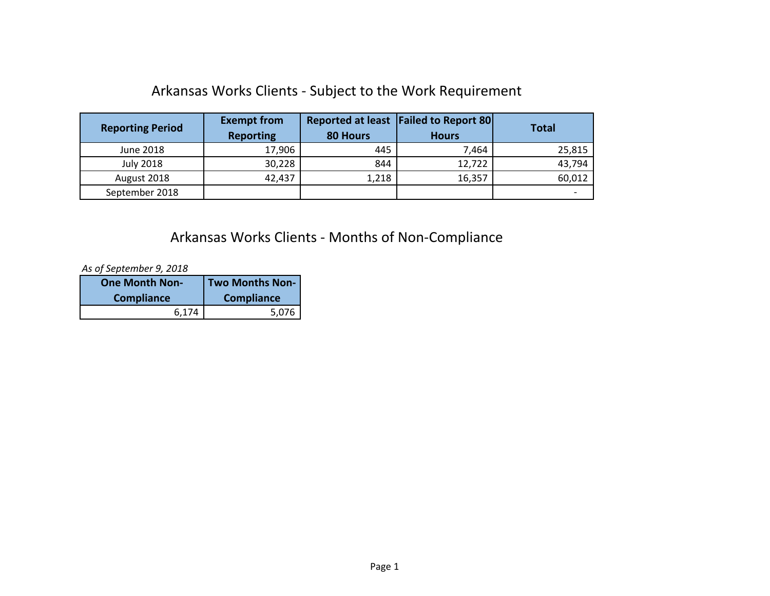## Arkansas Works Clients - Subject to the Work Requirement

| Reporting Period | Exempt from Reporting | Reported at least 80 Hours | Failed to Report 80 Hours | Total |
|---|---|---|---|---|
| June 2018 | 17,906 | 445 | 7,464 | 25,815 |
| July 2018 | 30,228 | 844 | 12,722 | 43,794 |
| August 2018 | 42,437 | 1,218 | 16,357 | 60,012 |
| September 2018 | | | | - |

## Arkansas Works Clients - Months of Non-Compliance

*As of September 9, 2018*

| One Month Non-Compliance | Two Months Non-Compliance |
|---|---|
| 6,174 | 5,076 |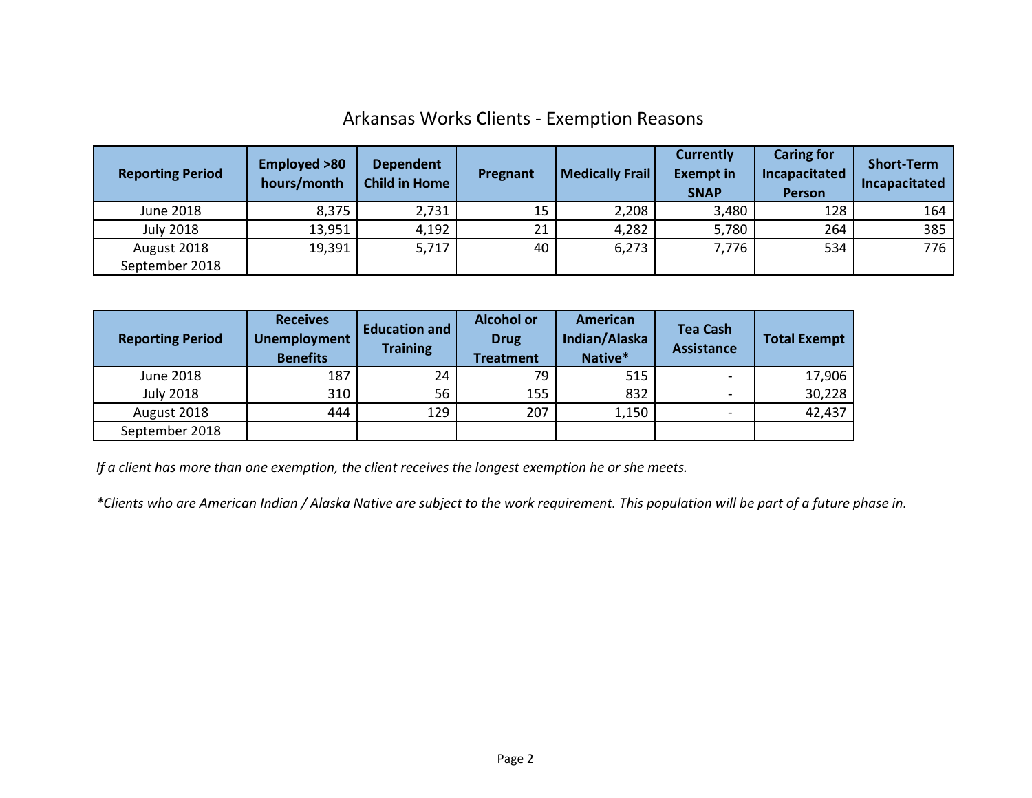# Arkansas Works Clients - Exemption Reasons

| Reporting Period | Employed >80 hours/month | Dependent Child in Home | Pregnant | Medically Frail | Currently Exempt in SNAP | Caring for Incapacitated Person | Short-Term Incapacitated |
|---|---|---|---|---|---|---|---|
| June 2018 | 8,375 | 2,731 | 15 | 2,208 | 3,480 | 128 | 164 |
| July 2018 | 13,951 | 4,192 | 21 | 4,282 | 5,780 | 264 | 385 |
| August 2018 | 19,391 | 5,717 | 40 | 6,273 | 7,776 | 534 | 776 |
| September 2018 | | | | | | | |

| Reporting Period | Receives Unemployment Benefits | Education and Training | Alcohol or Drug Treatment | American Indian/Alaska Native* | Tea Cash Assistance | Total Exempt |
|---|---|---|---|---|---|---|
| June 2018 | 187 | 24 | 79 | 515 | - | 17,906 |
| July 2018 | 310 | 56 | 155 | 832 | - | 30,228 |
| August 2018 | 444 | 129 | 207 | 1,150 | - | 42,437 |
| September 2018 | | | | | | |

*If a client has more than one exemption, the client receives the longest exemption he or she meets.*

*\*Clients who are American Indian / Alaska Native are subject to the work requirement. This population will be part of a future phase in.*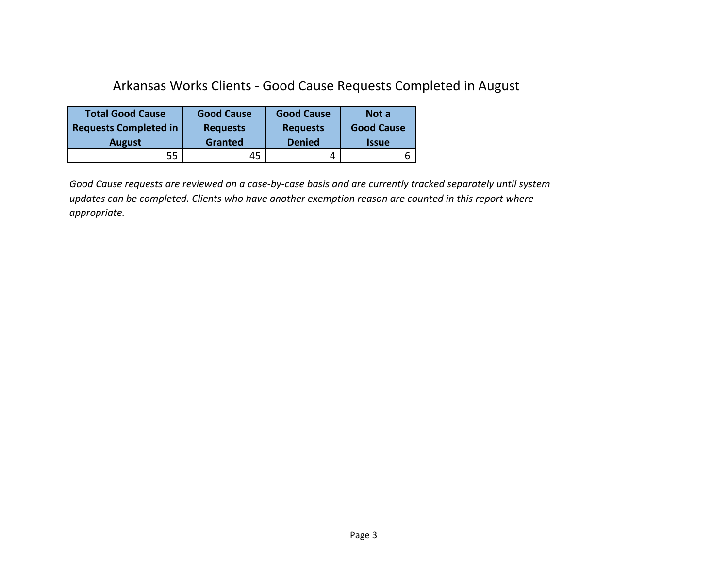## Arkansas Works Clients - Good Cause Requests Completed in August

| Total Good Cause Requests Completed in August | Good Cause Requests Granted | Good Cause Requests Denied | Not a Good Cause Issue |
|---|---|---|---|
| 55 | 45 | 4 | 6 |

*Good Cause requests are reviewed on a case-by-case basis and are currently tracked separately until system updates can be completed. Clients who have another exemption reason are counted in this report where appropriate.*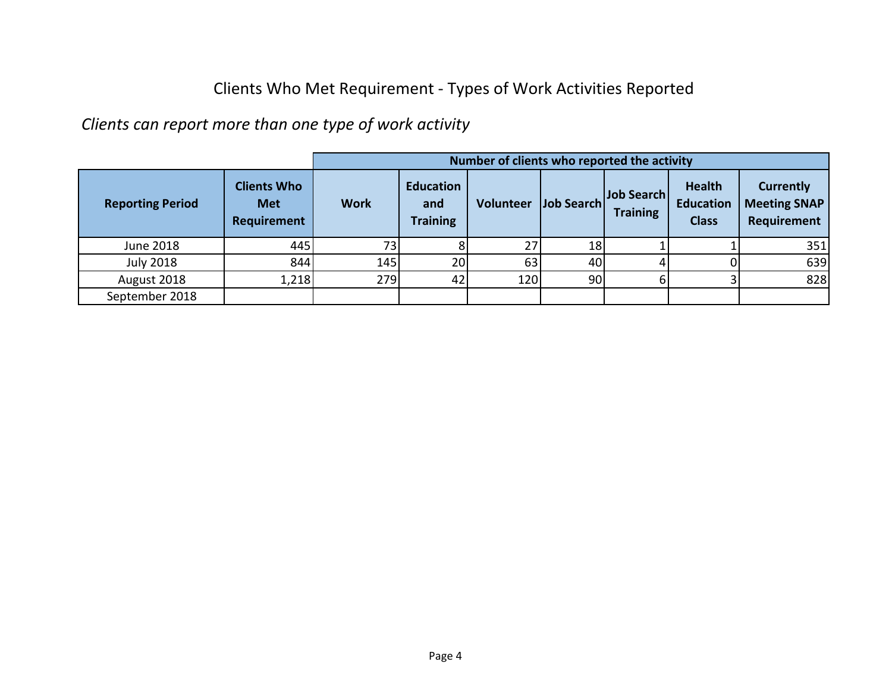# Clients Who Met Requirement - Types of Work Activities Reported

*Clients can report more than one type of work activity*

| Reporting Period | Clients Who Met Requirement | Number of clients who reported the activity | | | | | | |
|---|---|---|---|---|---|---|---|---|
| | | Work | Education and Training | Volunteer | Job Search | Job Search Training | Health Education Class | Currently Meeting SNAP Requirement |
| June 2018 | 445 | 73 | 8 | 27 | 18 | 1 | 1 | 351 |
| July 2018 | 844 | 145 | 20 | 63 | 40 | 4 | 0 | 639 |
| August 2018 | 1,218 | 279 | 42 | 120 | 90 | 6 | 3 | 828 |
| September 2018 | | | | | | | | |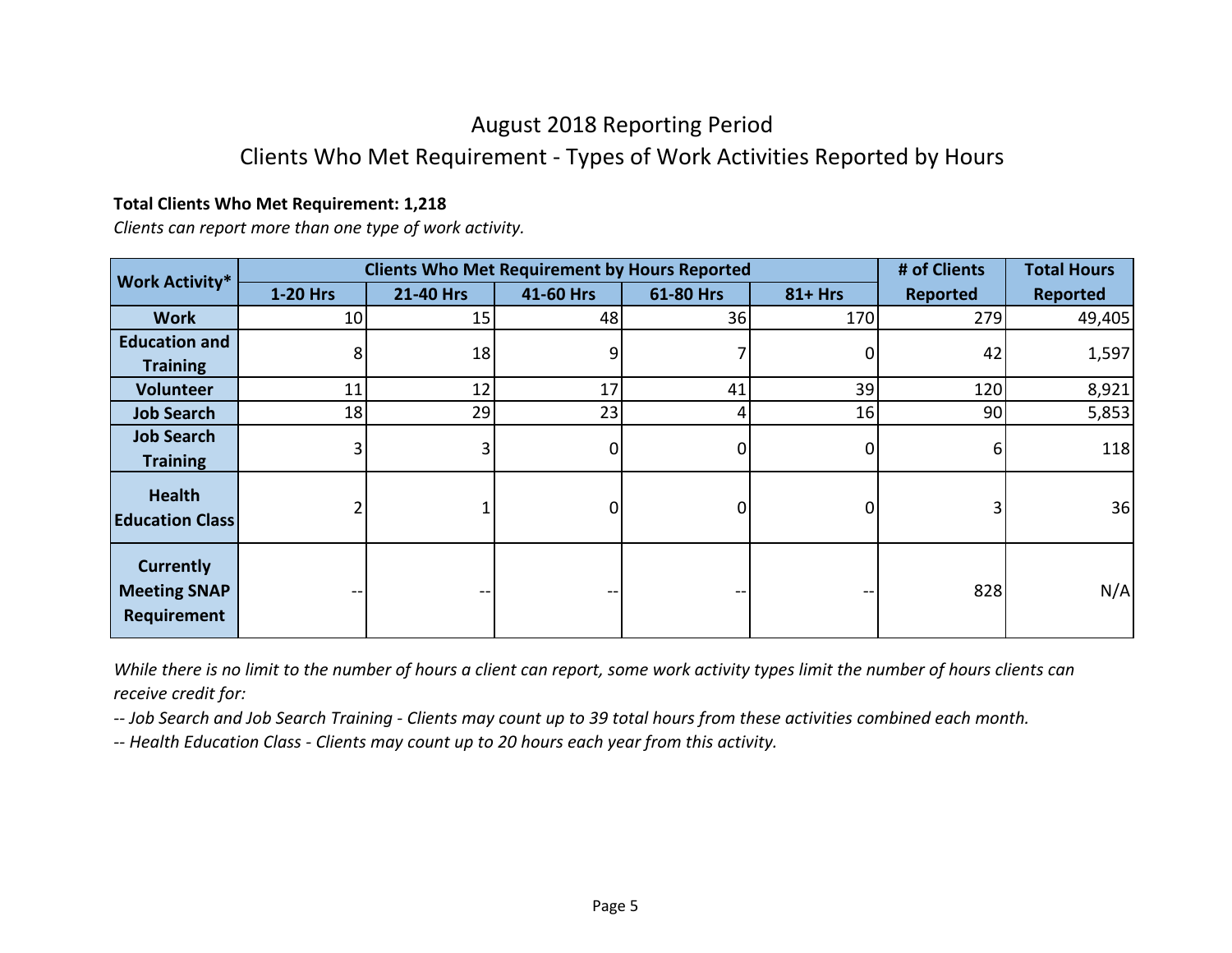# August 2018 Reporting Period

## Clients Who Met Requirement - Types of Work Activities Reported by Hours

**Total Clients Who Met Requirement: 1,218**

*Clients can report more than one type of work activity.*

| Work Activity* | Clients Who Met Requirement by Hours Reported | | | | | # of Clients Reported | Total Hours Reported |
|---|---|---|---|---|---|---|---|
| | 1-20 Hrs | 21-40 Hrs | 41-60 Hrs | 61-80 Hrs | 81+ Hrs | | |
| Work | 10 | 15 | 48 | 36 | 170 | 279 | 49,405 |
| Education and Training | 8 | 18 | 9 | 7 | 0 | 42 | 1,597 |
| Volunteer | 11 | 12 | 17 | 41 | 39 | 120 | 8,921 |
| Job Search | 18 | 29 | 23 | 4 | 16 | 90 | 5,853 |
| Job Search Training | 3 | 3 | 0 | 0 | 0 | 6 | 118 |
| Health Education Class | 2 | 1 | 0 | 0 | 0 | 3 | 36 |
| Currently Meeting SNAP Requirement | -- | -- | -- | -- | -- | 828 | N/A |

*While there is no limit to the number of hours a client can report, some work activity types limit the number of hours clients can receive credit for:*

*-- Job Search and Job Search Training - Clients may count up to 39 total hours from these activities combined each month.*

*-- Health Education Class - Clients may count up to 20 hours each year from this activity.*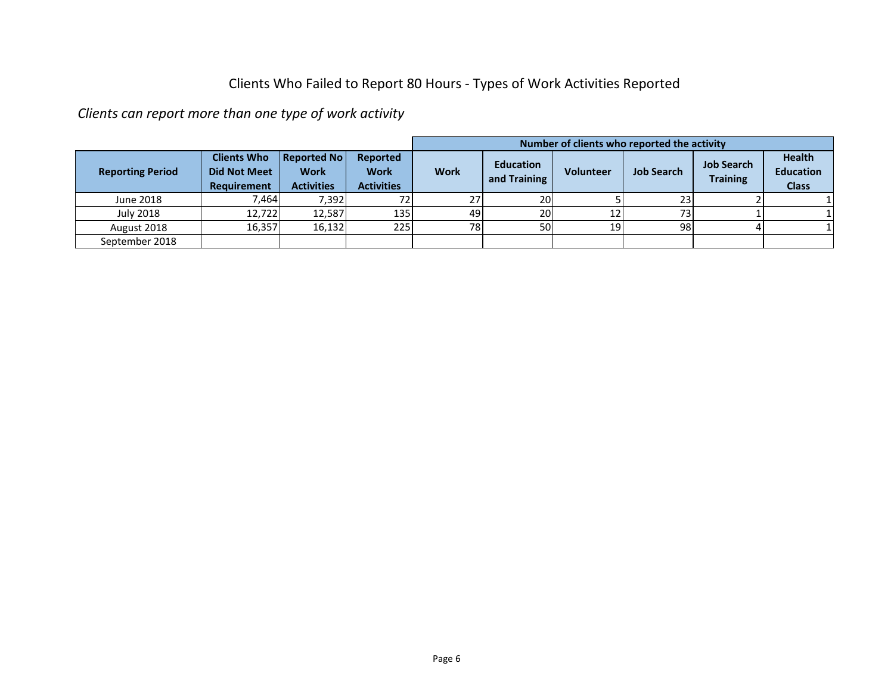# Clients Who Failed to Report 80 Hours - Types of Work Activities Reported

*Clients can report more than one type of work activity*

| | | | | Number of clients who reported the activity | | | | | |
|---|---|---|---|---|---|---|---|---|---|
| **Reporting Period** | **Clients Who Did Not Meet Requirement** | **Reported No Work Activities** | **Reported Work Activities** | **Work** | **Education and Training** | **Volunteer** | **Job Search** | **Job Search Training** | **Health Education Class** |
| June 2018 | 7,464 | 7,392 | 72 | 27 | 20 | 5 | 23 | 2 | 1 |
| July 2018 | 12,722 | 12,587 | 135 | 49 | 20 | 12 | 73 | 1 | 1 |
| August 2018 | 16,357 | 16,132 | 225 | 78 | 50 | 19 | 98 | 4 | 1 |
| September 2018 | | | | | | | | | |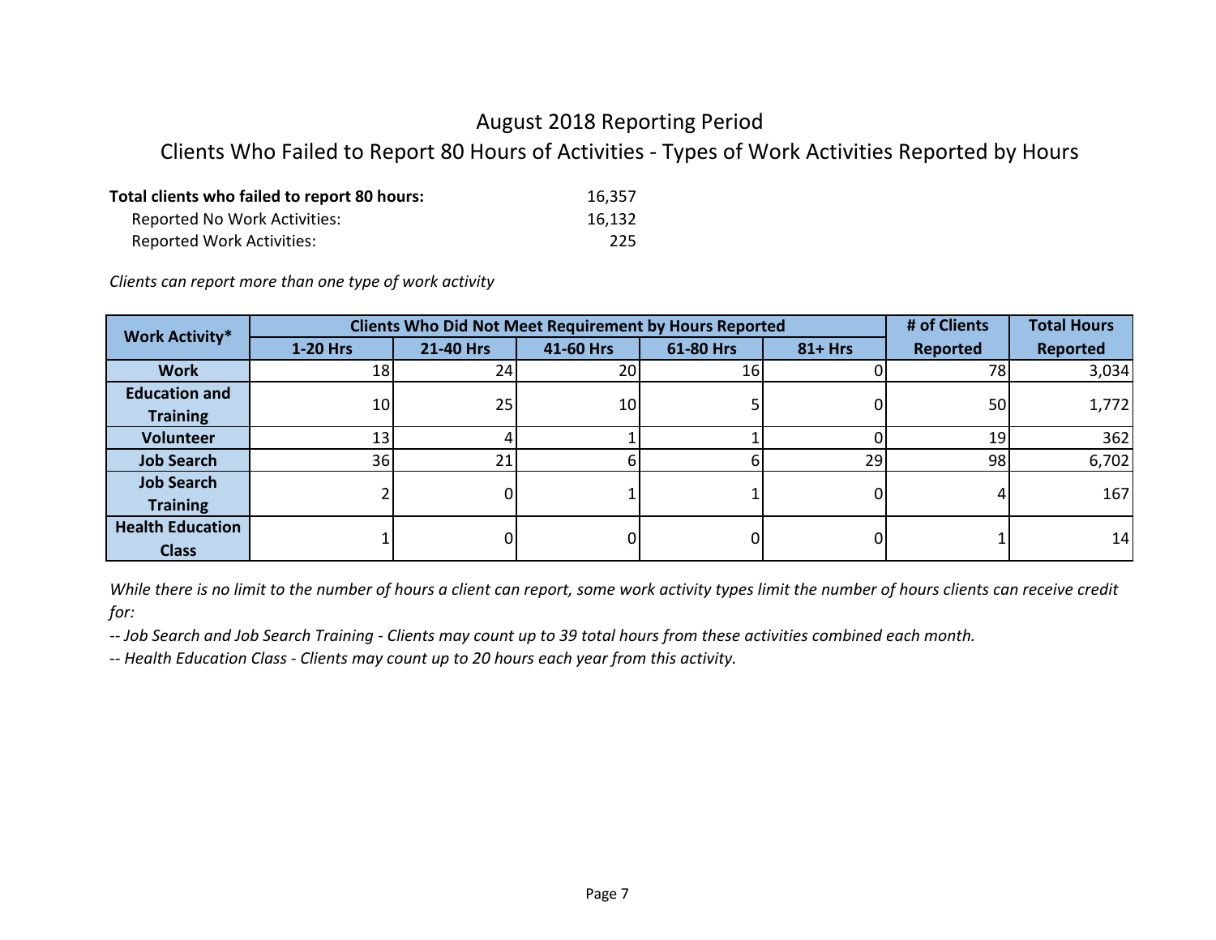# August 2018 Reporting Period

## Clients Who Failed to Report 80 Hours of Activities - Types of Work Activities Reported by Hours

| | |
|---|---|
| **Total clients who failed to report 80 hours:** | 16,357 |
| Reported No Work Activities: | 16,132 |
| Reported Work Activities: | 225 |

*Clients can report more than one type of work activity*

| Work Activity* | Clients Who Did Not Meet Requirement by Hours Reported | | | | | # of Clients Reported | Total Hours Reported |
|---|---|---|---|---|---|---|---|
| | 1-20 Hrs | 21-40 Hrs | 41-60 Hrs | 61-80 Hrs | 81+ Hrs | | |
| **Work** | 18 | 24 | 20 | 16 | 0 | 78 | 3,034 |
| **Education and Training** | 10 | 25 | 10 | 5 | 0 | 50 | 1,772 |
| **Volunteer** | 13 | 4 | 1 | 1 | 0 | 19 | 362 |
| **Job Search** | 36 | 21 | 6 | 6 | 29 | 98 | 6,702 |
| **Job Search Training** | 2 | 0 | 1 | 1 | 0 | 4 | 167 |
| **Health Education Class** | 1 | 0 | 0 | 0 | 0 | 1 | 14 |

*While there is no limit to the number of hours a client can report, some work activity types limit the number of hours clients can receive credit for:*

*-- Job Search and Job Search Training - Clients may count up to 39 total hours from these activities combined each month.*

*-- Health Education Class - Clients may count up to 20 hours each year from this activity.*